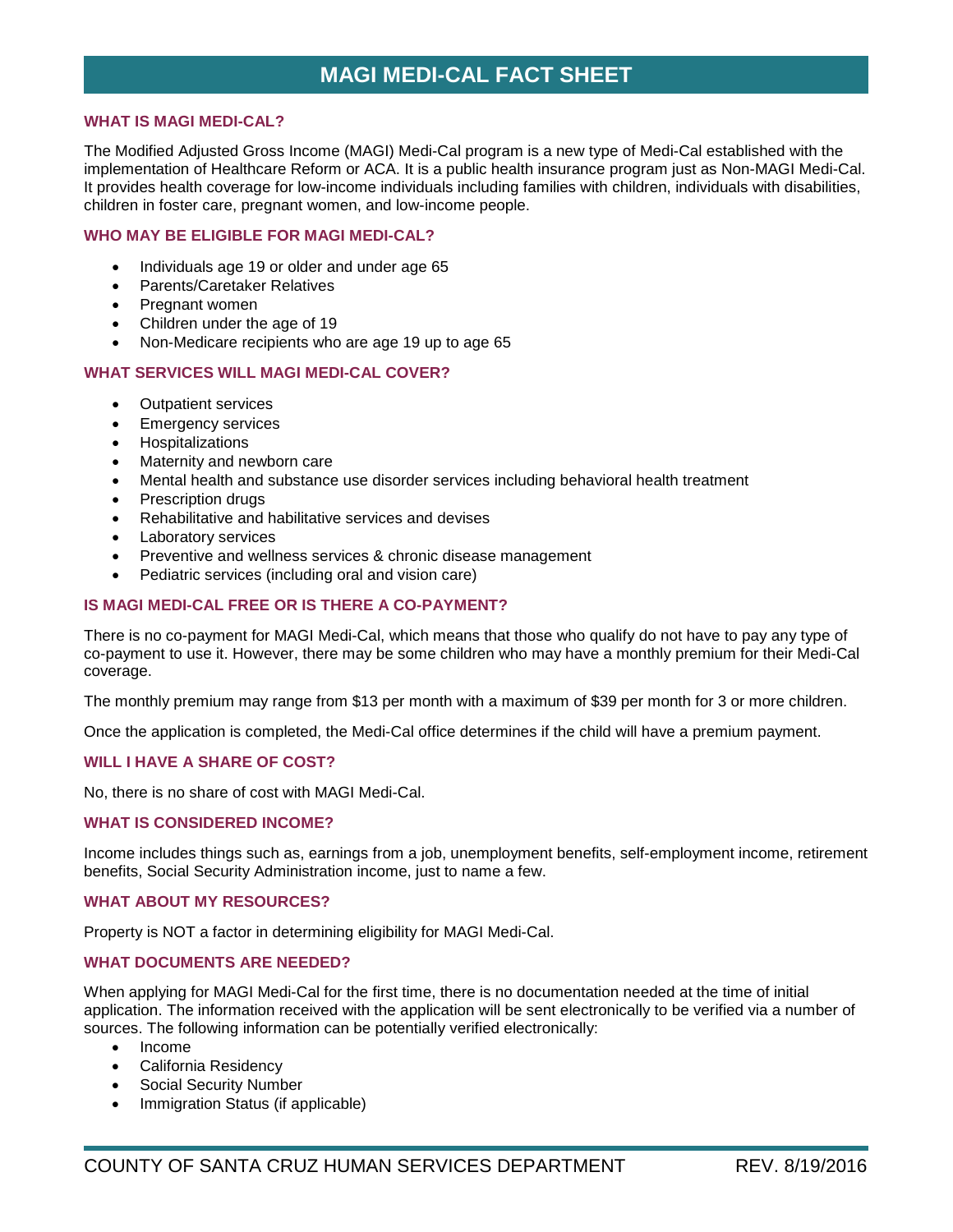# MAGI MEDI-CAL FACT SHEET

## WHAT IS MAGI MEDI-CAL?

The Modified Adjusted Gross Income (MAGI) Medi-Cal program is a new type of Medi-Cal established with the implementation of Healthcare Reform or ACA. It is a public health insurance program just as Non-MAGI Medi-Cal. It provides health coverage for low-income individuals including families with children, individuals with disabilities, children in foster care, pregnant women, and low-income people.

## WHO MAY BE ELIGIBLE FOR MAGI MEDI-CAL?

- Individuals age 19 or older and under age 65
- Parents/Caretaker Relatives
- Pregnant women
- Children under the age of 19
- Non-Medicare recipients who are age 19 up to age 65

## WHAT SERVICES WILL MAGI MEDI-CAL COVER?

- Outpatient services
- Emergency services
- Hospitalizations
- Maternity and newborn care
- Mental health and substance use disorder services including behavioral health treatment
- Prescription drugs
- Rehabilitative and habilitative services and devises
- Laboratory services
- Preventive and wellness services & chronic disease management
- Pediatric services (including oral and vision care)

## IS MAGI MEDI-CAL FREE OR IS THERE A CO-PAYMENT?

There is no co-payment for MAGI Medi-Cal, which means that those who qualify do not have to pay any type of co-payment to use it. However, there may be some children who may have a monthly premium for their Medi-Cal coverage.

The monthly premium may range from $13 per month with a maximum of $39 per month for 3 or more children.

Once the application is completed, the Medi-Cal office determines if the child will have a premium payment.

## WILL I HAVE A SHARE OF COST?

No, there is no share of cost with MAGI Medi-Cal.

## WHAT IS CONSIDERED INCOME?

Income includes things such as, earnings from a job, unemployment benefits, self-employment income, retirement benefits, Social Security Administration income, just to name a few.

## WHAT ABOUT MY RESOURCES?

Property is NOT a factor in determining eligibility for MAGI Medi-Cal.

## WHAT DOCUMENTS ARE NEEDED?

When applying for MAGI Medi-Cal for the first time, there is no documentation needed at the time of initial application. The information received with the application will be sent electronically to be verified via a number of sources. The following information can be potentially verified electronically:

- Income
- California Residency
- Social Security Number
- Immigration Status (if applicable)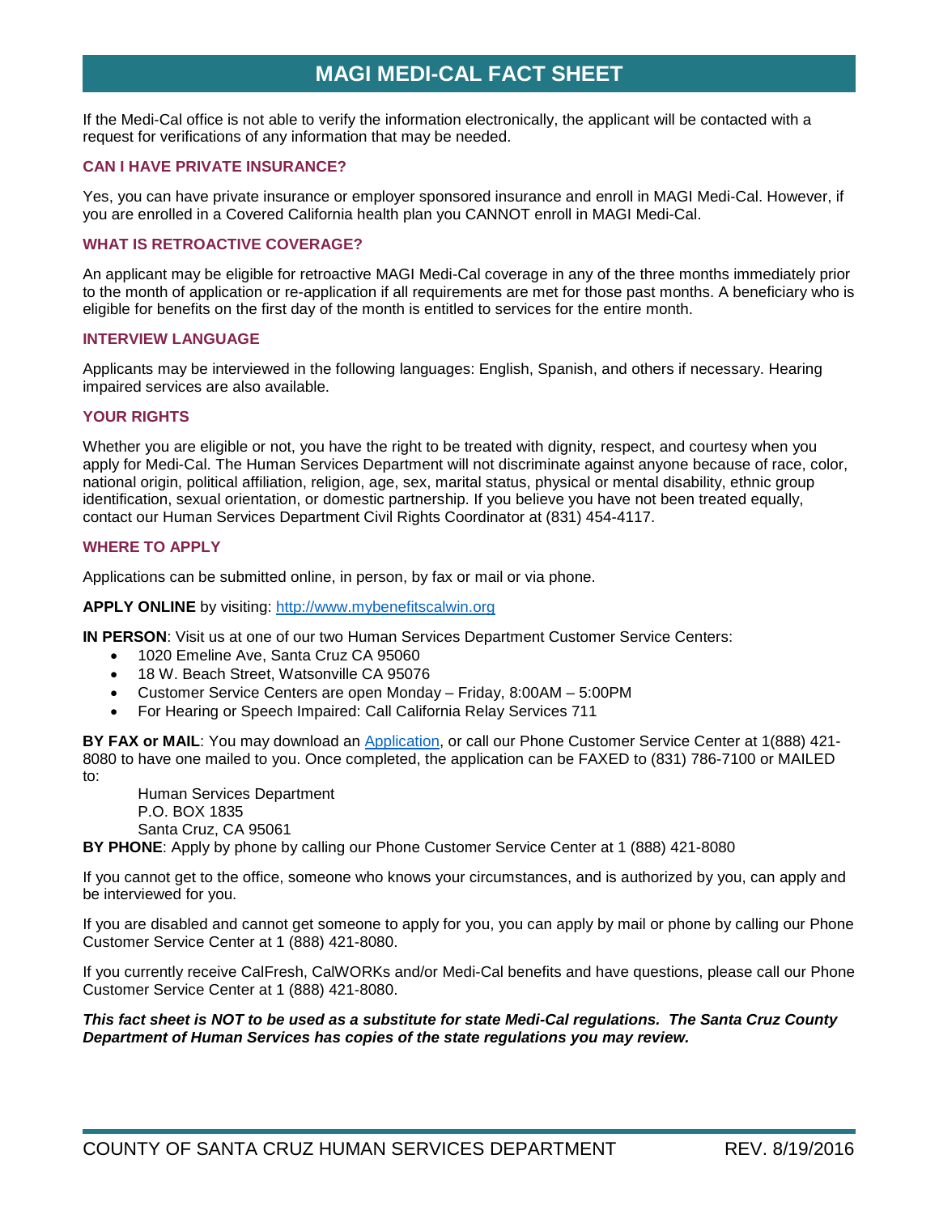# MAGI MEDI-CAL FACT SHEET

If the Medi-Cal office is not able to verify the information electronically, the applicant will be contacted with a request for verifications of any information that may be needed.

### CAN I HAVE PRIVATE INSURANCE?

Yes, you can have private insurance or employer sponsored insurance and enroll in MAGI Medi-Cal. However, if you are enrolled in a Covered California health plan you CANNOT enroll in MAGI Medi-Cal.

### WHAT IS RETROACTIVE COVERAGE?

An applicant may be eligible for retroactive MAGI Medi-Cal coverage in any of the three months immediately prior to the month of application or re-application if all requirements are met for those past months. A beneficiary who is eligible for benefits on the first day of the month is entitled to services for the entire month.

### INTERVIEW LANGUAGE

Applicants may be interviewed in the following languages: English, Spanish, and others if necessary. Hearing impaired services are also available.

### YOUR RIGHTS

Whether you are eligible or not, you have the right to be treated with dignity, respect, and courtesy when you apply for Medi-Cal. The Human Services Department will not discriminate against anyone because of race, color, national origin, political affiliation, religion, age, sex, marital status, physical or mental disability, ethnic group identification, sexual orientation, or domestic partnership. If you believe you have not been treated equally, contact our Human Services Department Civil Rights Coordinator at (831) 454-4117.

### WHERE TO APPLY

Applications can be submitted online, in person, by fax or mail or via phone.

**APPLY ONLINE** by visiting: [http://www.mybenefitscalwin.org](http://www.mybenefitscalwin.org)

**IN PERSON**: Visit us at one of our two Human Services Department Customer Service Centers:

- 1020 Emeline Ave, Santa Cruz CA 95060
- 18 W. Beach Street, Watsonville CA 95076
- Customer Service Centers are open Monday – Friday, 8:00AM – 5:00PM
- For Hearing or Speech Impaired: Call California Relay Services 711

**BY FAX or MAIL**: You may download an Application, or call our Phone Customer Service Center at 1(888) 421-8080 to have one mailed to you. Once completed, the application can be FAXED to (831) 786-7100 or MAILED to:

Human Services Department
P.O. BOX 1835
Santa Cruz, CA 95061

**BY PHONE**: Apply by phone by calling our Phone Customer Service Center at 1 (888) 421-8080

If you cannot get to the office, someone who knows your circumstances, and is authorized by you, can apply and be interviewed for you.

If you are disabled and cannot get someone to apply for you, you can apply by mail or phone by calling our Phone Customer Service Center at 1 (888) 421-8080.

If you currently receive CalFresh, CalWORKs and/or Medi-Cal benefits and have questions, please call our Phone Customer Service Center at 1 (888) 421-8080.

***This fact sheet is NOT to be used as a substitute for state Medi-Cal regulations. The Santa Cruz County Department of Human Services has copies of the state regulations you may review.***